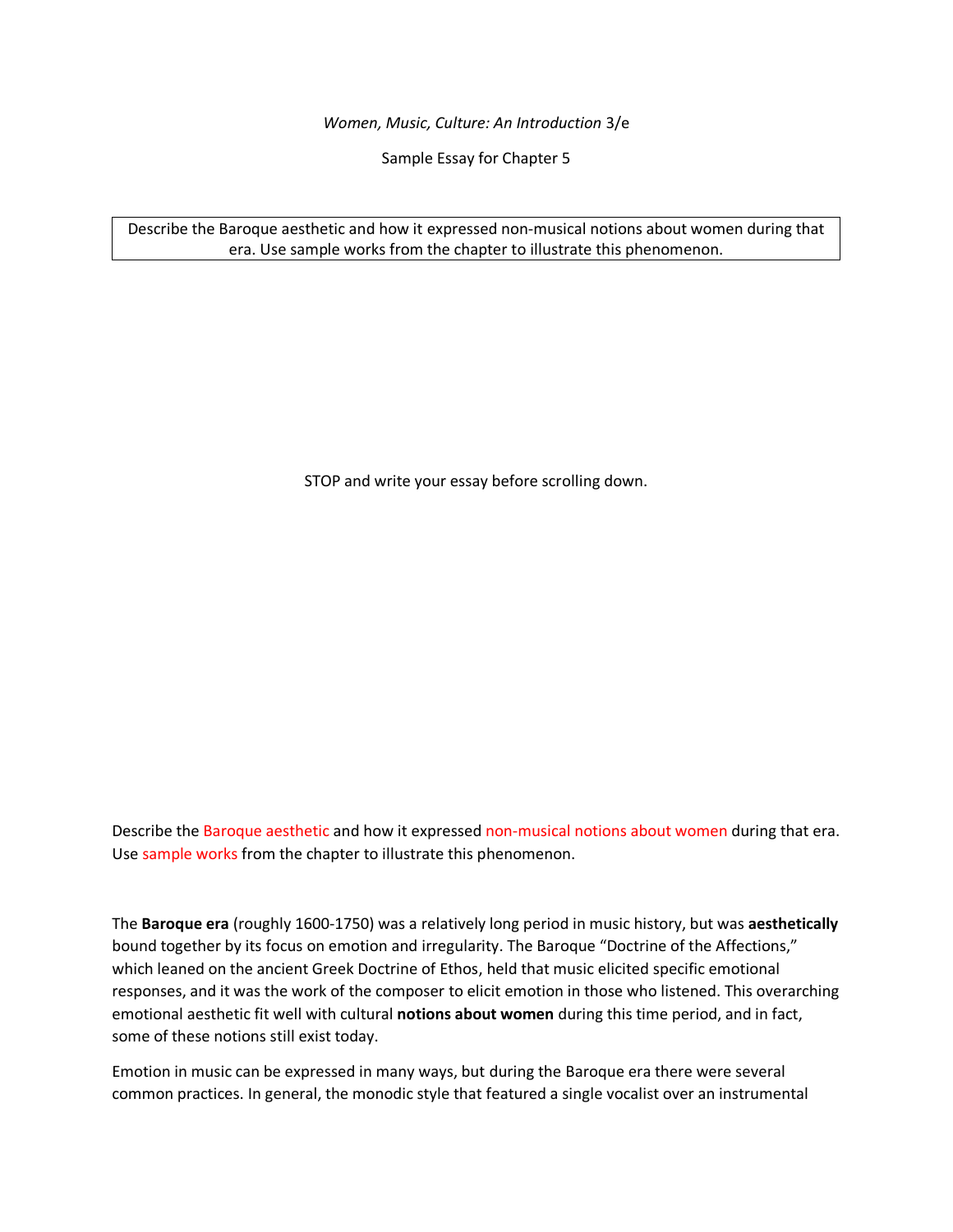*Women, Music, Culture: An Introduction* 3/e

Sample Essay for Chapter 5

| Describe the Baroque aesthetic and how it expressed non-musical notions about women during that era. Use sample works from the chapter to illustrate this phenomenon. |
| --- |

STOP and write your essay before scrolling down.

Describe the Baroque aesthetic and how it expressed non-musical notions about women during that era. Use sample works from the chapter to illustrate this phenomenon.

The **Baroque era** (roughly 1600-1750) was a relatively long period in music history, but was **aesthetically** bound together by its focus on emotion and irregularity. The Baroque "Doctrine of the Affections," which leaned on the ancient Greek Doctrine of Ethos, held that music elicited specific emotional responses, and it was the work of the composer to elicit emotion in those who listened. This overarching emotional aesthetic fit well with cultural **notions about women** during this time period, and in fact, some of these notions still exist today.

Emotion in music can be expressed in many ways, but during the Baroque era there were several common practices. In general, the monodic style that featured a single vocalist over an instrumental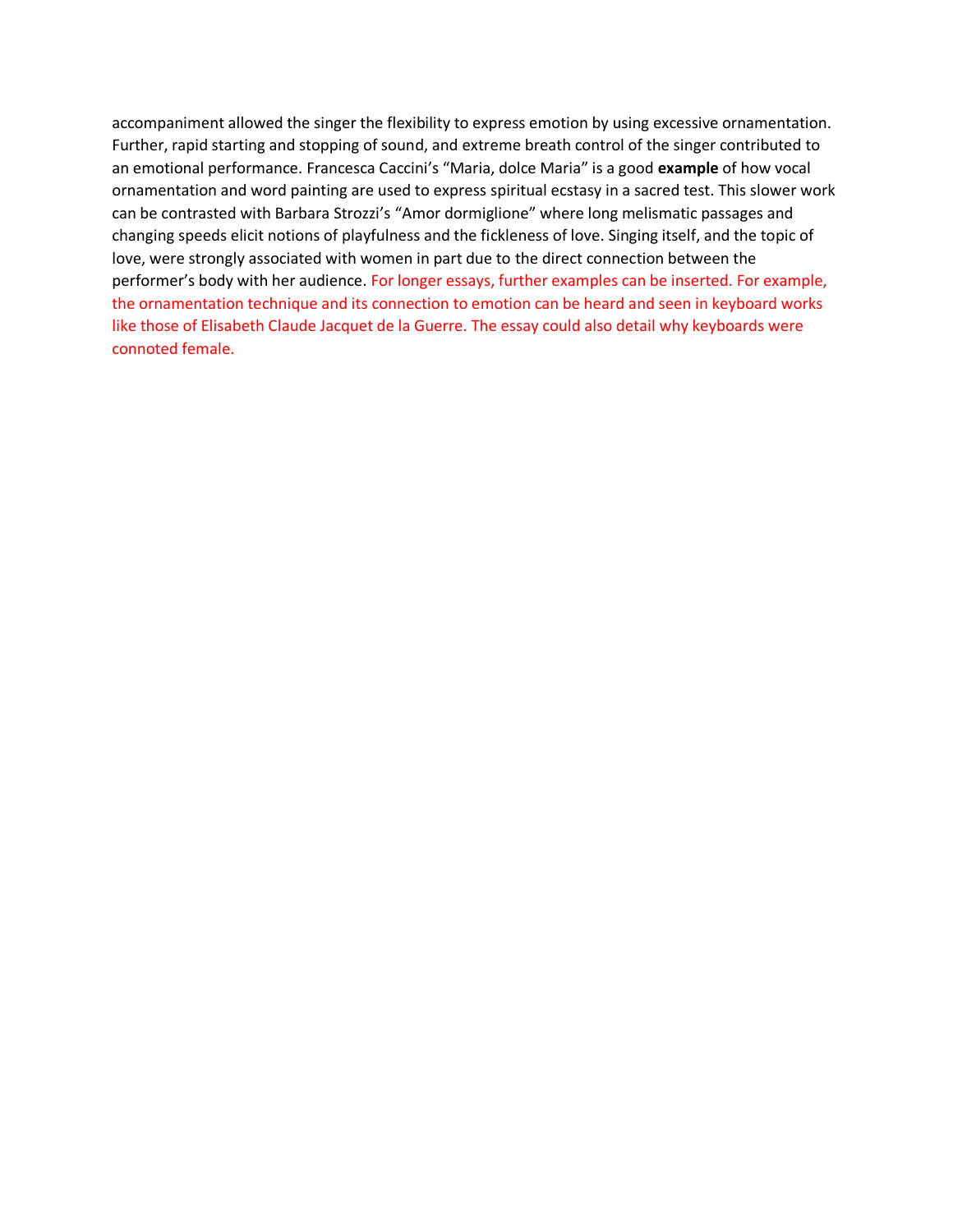accompaniment allowed the singer the flexibility to express emotion by using excessive ornamentation. Further, rapid starting and stopping of sound, and extreme breath control of the singer contributed to an emotional performance. Francesca Caccini's "Maria, dolce Maria" is a good **example** of how vocal ornamentation and word painting are used to express spiritual ecstasy in a sacred test. This slower work can be contrasted with Barbara Strozzi's "Amor dormiglione" where long melismatic passages and changing speeds elicit notions of playfulness and the fickleness of love. Singing itself, and the topic of love, were strongly associated with women in part due to the direct connection between the performer's body with her audience. For longer essays, further examples can be inserted. For example, the ornamentation technique and its connection to emotion can be heard and seen in keyboard works like those of Elisabeth Claude Jacquet de la Guerre. The essay could also detail why keyboards were connoted female.